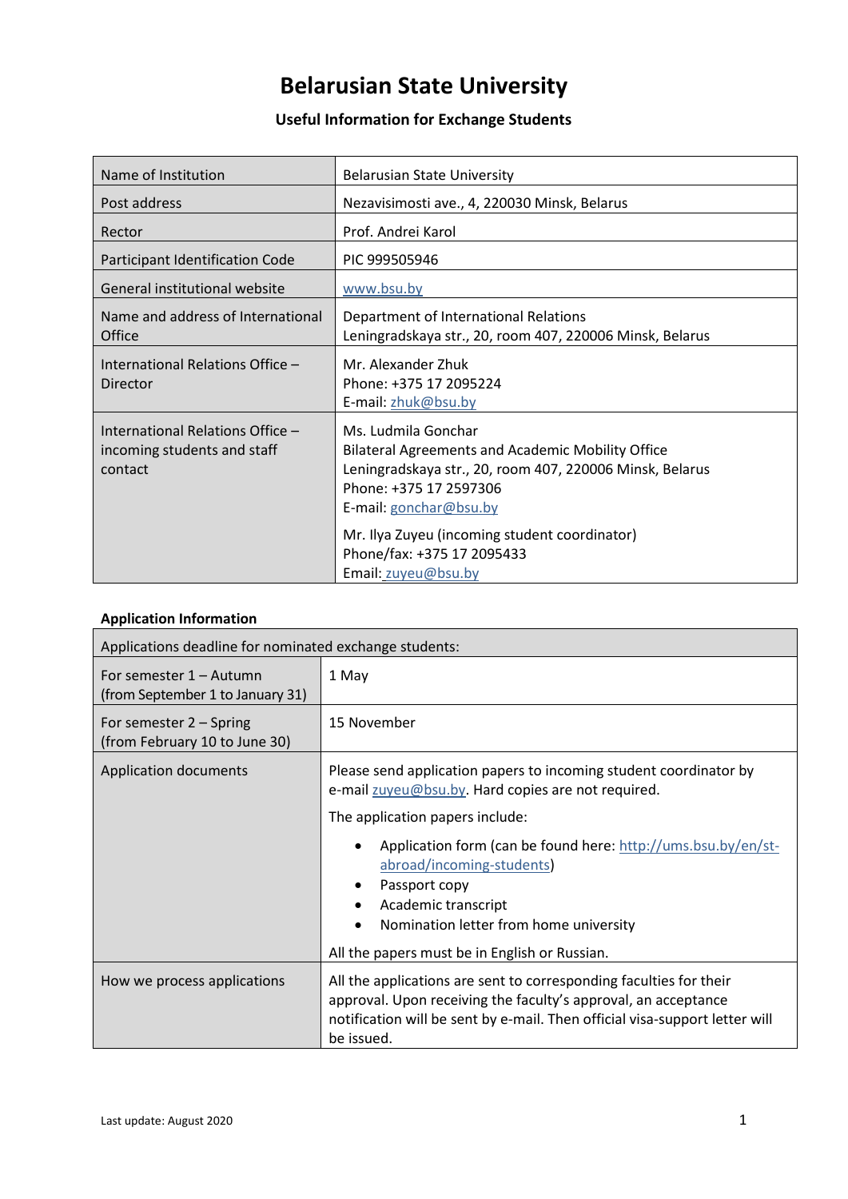# Belarusian State University

## Useful Information for Exchange Students

| Name of Institution | Belarusian State University |
|---|---|
| Post address | Nezavisimosti ave., 4, 220030 Minsk, Belarus |
| Rector | Prof. Andrei Karol |
| Participant Identification Code | PIC 999505946 |
| General institutional website | www.bsu.by |
| Name and address of International Office | Department of International Relations<br>Leningradskaya str., 20, room 407, 220006 Minsk, Belarus |
| International Relations Office – Director | Mr. Alexander Zhuk<br>Phone: +375 17 2095224<br>E-mail: zhuk@bsu.by |
| International Relations Office – incoming students and staff contact | Ms. Ludmila Gonchar<br>Bilateral Agreements and Academic Mobility Office<br>Leningradskaya str., 20, room 407, 220006 Minsk, Belarus<br>Phone: +375 17 2597306<br>E-mail: gonchar@bsu.by<br><br>Mr. Ilya Zuyeu (incoming student coordinator)<br>Phone/fax: +375 17 2095433<br>Email: zuyeu@bsu.by |

**Application Information**

| Applications deadline for nominated exchange students: | |
|---|---|
| For semester 1 – Autumn (from September 1 to January 31) | 1 May |
| For semester 2 – Spring (from February 10 to June 30) | 15 November |
| Application documents | Please send application papers to incoming student coordinator by e-mail zuyeu@bsu.by. Hard copies are not required.<br><br>The application papers include:<br>• Application form (can be found here: http://ums.bsu.by/en/st-abroad/incoming-students)<br>• Passport copy<br>• Academic transcript<br>• Nomination letter from home university<br><br>All the papers must be in English or Russian. |
| How we process applications | All the applications are sent to corresponding faculties for their approval. Upon receiving the faculty's approval, an acceptance notification will be sent by e-mail. Then official visa-support letter will be issued. |

Last update: August 2020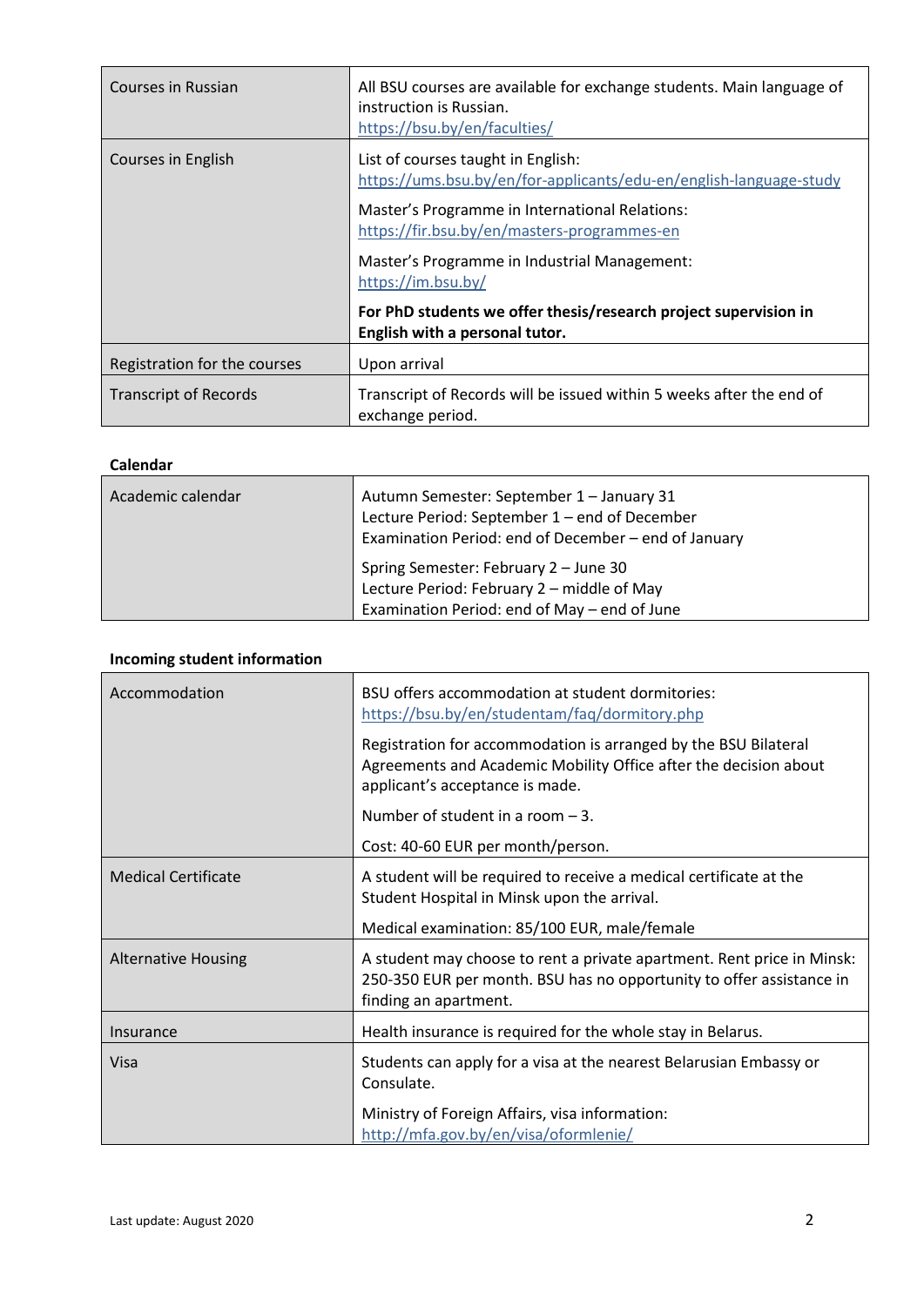| | |
|---|---|
| Courses in Russian | All BSU courses are available for exchange students. Main language of instruction is Russian.<br>https://bsu.by/en/faculties/ |
| Courses in English | List of courses taught in English:<br>https://ums.bsu.by/en/for-applicants/edu-en/english-language-study<br><br>Master's Programme in International Relations:<br>https://fir.bsu.by/en/masters-programmes-en<br><br>Master's Programme in Industrial Management:<br>https://im.bsu.by/<br><br>**For PhD students we offer thesis/research project supervision in English with a personal tutor.** |
| Registration for the courses | Upon arrival |
| Transcript of Records | Transcript of Records will be issued within 5 weeks after the end of exchange period. |

**Calendar**

| | |
|---|---|
| Academic calendar | Autumn Semester: September 1 – January 31<br>Lecture Period: September 1 – end of December<br>Examination Period: end of December – end of January<br><br>Spring Semester: February 2 – June 30<br>Lecture Period: February 2 – middle of May<br>Examination Period: end of May – end of June |

**Incoming student information**

| | |
|---|---|
| Accommodation | BSU offers accommodation at student dormitories:<br>https://bsu.by/en/studentam/faq/dormitory.php<br><br>Registration for accommodation is arranged by the BSU Bilateral Agreements and Academic Mobility Office after the decision about applicant's acceptance is made.<br><br>Number of student in a room – 3.<br><br>Cost: 40-60 EUR per month/person. |
| Medical Certificate | A student will be required to receive a medical certificate at the Student Hospital in Minsk upon the arrival.<br><br>Medical examination: 85/100 EUR, male/female |
| Alternative Housing | A student may choose to rent a private apartment. Rent price in Minsk: 250-350 EUR per month. BSU has no opportunity to offer assistance in finding an apartment. |
| Insurance | Health insurance is required for the whole stay in Belarus. |
| Visa | Students can apply for a visa at the nearest Belarusian Embassy or Consulate.<br><br>Ministry of Foreign Affairs, visa information:<br>http://mfa.gov.by/en/visa/oformlenie/ |

Last update: August 2020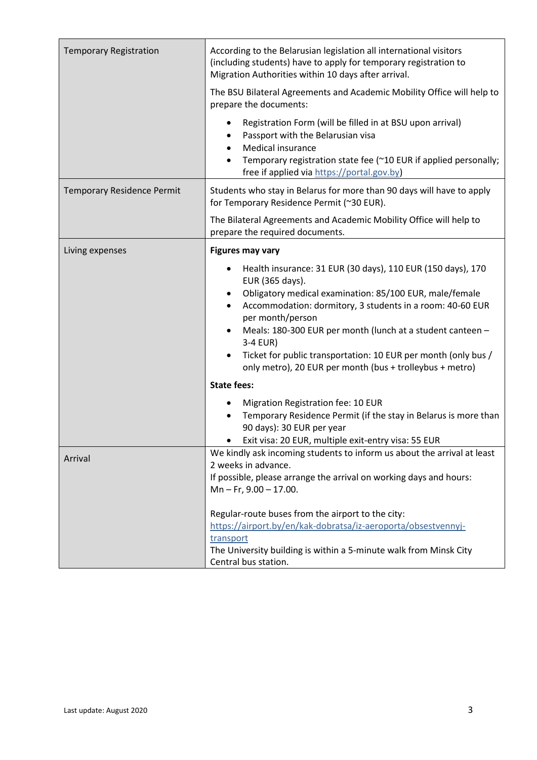| | |
|---|---|
| Temporary Registration | According to the Belarusian legislation all international visitors (including students) have to apply for temporary registration to Migration Authorities within 10 days after arrival.<br><br>The BSU Bilateral Agreements and Academic Mobility Office will help to prepare the documents:<br><br>• Registration Form (will be filled in at BSU upon arrival)<br>• Passport with the Belarusian visa<br>• Medical insurance<br>• Temporary registration state fee (~10 EUR if applied personally; free if applied via https://portal.gov.by) |
| Temporary Residence Permit | Students who stay in Belarus for more than 90 days will have to apply for Temporary Residence Permit (~30 EUR).<br><br>The Bilateral Agreements and Academic Mobility Office will help to prepare the required documents. |
| Living expenses | **Figures may vary**<br><br>• Health insurance: 31 EUR (30 days), 110 EUR (150 days), 170 EUR (365 days).<br>• Obligatory medical examination: 85/100 EUR, male/female<br>• Accommodation: dormitory, 3 students in a room: 40-60 EUR per month/person<br>• Meals: 180-300 EUR per month (lunch at a student canteen – 3-4 EUR)<br>• Ticket for public transportation: 10 EUR per month (only bus / only metro), 20 EUR per month (bus + trolleybus + metro)<br><br>**State fees:**<br><br>• Migration Registration fee: 10 EUR<br>• Temporary Residence Permit (if the stay in Belarus is more than 90 days): 30 EUR per year<br>• Exit visa: 20 EUR, multiple exit-entry visa: 55 EUR |
| Arrival | We kindly ask incoming students to inform us about the arrival at least 2 weeks in advance.<br>If possible, please arrange the arrival on working days and hours: Mn – Fr, 9.00 – 17.00.<br><br>Regular-route buses from the airport to the city: https://airport.by/en/kak-dobratsa/iz-aeroporta/obsestvennyj-transport<br>The University building is within a 5-minute walk from Minsk City Central bus station. |

Last update: August 2020